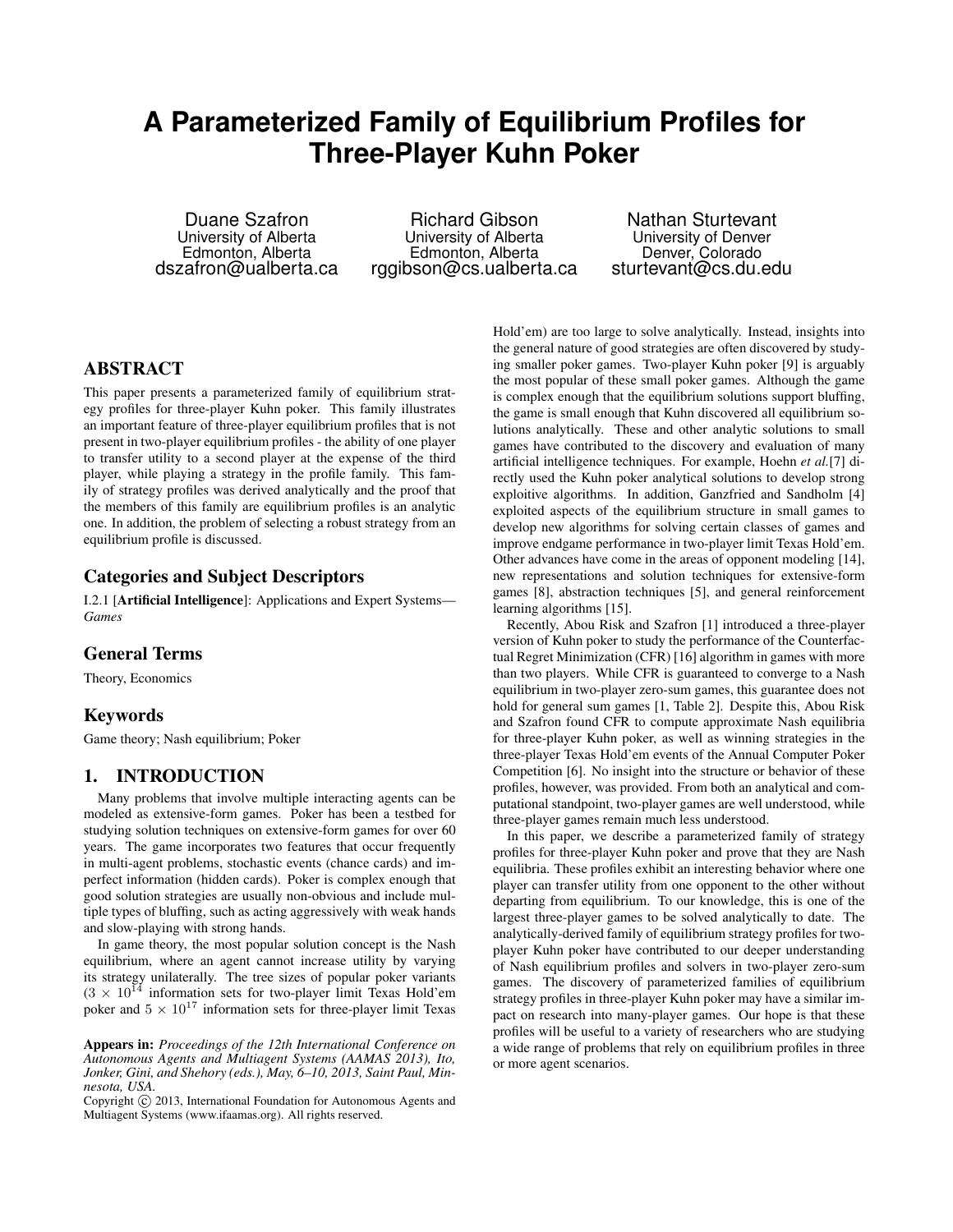# A Parameterized Family of Equilibrium Profiles for Three-Player Kuhn Poker

Duane Szafron
University of Alberta
Edmonton, Alberta
dszafron@ualberta.ca

Richard Gibson
University of Alberta
Edmonton, Alberta
rggibson@cs.ualberta.ca

Nathan Sturtevant
University of Denver
Denver, Colorado
sturtevant@cs.du.edu

## ABSTRACT

This paper presents a parameterized family of equilibrium strategy profiles for three-player Kuhn poker. This family illustrates an important feature of three-player equilibrium profiles that is not present in two-player equilibrium profiles - the ability of one player to transfer utility to a second player at the expense of the third player, while playing a strategy in the profile family. This family of strategy profiles was derived analytically and the proof that the members of this family are equilibrium profiles is an analytic one. In addition, the problem of selecting a robust strategy from an equilibrium profile is discussed.

## Categories and Subject Descriptors

I.2.1 [**Artificial Intelligence**]: Applications and Expert Systems—*Games*

## General Terms

Theory, Economics

## Keywords

Game theory; Nash equilibrium; Poker

## 1. INTRODUCTION

Many problems that involve multiple interacting agents can be modeled as extensive-form games. Poker has been a testbed for studying solution techniques on extensive-form games for over 60 years. The game incorporates two features that occur frequently in multi-agent problems, stochastic events (chance cards) and imperfect information (hidden cards). Poker is complex enough that good solution strategies are usually non-obvious and include multiple types of bluffing, such as acting aggressively with weak hands and slow-playing with strong hands.

In game theory, the most popular solution concept is the Nash equilibrium, where an agent cannot increase utility by varying its strategy unilaterally. The tree sizes of popular poker variants ($3 \times 10^{14}$ information sets for two-player limit Texas Hold'em poker and $5 \times 10^{17}$ information sets for three-player limit Texas Hold'em) are too large to solve analytically. Instead, insights into the general nature of good strategies are often discovered by studying smaller poker games. Two-player Kuhn poker [9] is arguably the most popular of these small poker games. Although the game is complex enough that the equilibrium solutions support bluffing, the game is small enough that Kuhn discovered all equilibrium solutions analytically. These and other analytic solutions to small games have contributed to the discovery and evaluation of many artificial intelligence techniques. For example, Hoehn *et al.*[7] directly used the Kuhn poker analytical solutions to develop strong exploitive algorithms. In addition, Ganzfried and Sandholm [4] exploited aspects of the equilibrium structure in small games to develop new algorithms for solving certain classes of games and improve endgame performance in two-player limit Texas Hold'em. Other advances have come in the areas of opponent modeling [14], new representations and solution techniques for extensive-form games [8], abstraction techniques [5], and general reinforcement learning algorithms [15].

Recently, Abou Risk and Szafron [1] introduced a three-player version of Kuhn poker to study the performance of the Counterfactual Regret Minimization (CFR) [16] algorithm in games with more than two players. While CFR is guaranteed to converge to a Nash equilibrium in two-player zero-sum games, this guarantee does not hold for general sum games [1, Table 2]. Despite this, Abou Risk and Szafron found CFR to compute approximate Nash equilibria for three-player Kuhn poker, as well as winning strategies in the three-player Texas Hold'em events of the Annual Computer Poker Competition [6]. No insight into the structure or behavior of these profiles, however, was provided. From both an analytical and computational standpoint, two-player games are well understood, while three-player games remain much less understood.

In this paper, we describe a parameterized family of strategy profiles for three-player Kuhn poker and prove that they are Nash equilibria. These profiles exhibit an interesting behavior where one player can transfer utility from one opponent to the other without departing from equilibrium. To our knowledge, this is one of the largest three-player games to be solved analytically to date. The analytically-derived family of equilibrium strategy profiles for two-player Kuhn poker have contributed to our deeper understanding of Nash equilibrium profiles and solvers in two-player zero-sum games. The discovery of parameterized families of equilibrium strategy profiles in three-player Kuhn poker may have a similar impact on research into many-player games. Our hope is that these profiles will be useful to a variety of researchers who are studying a wide range of problems that rely on equilibrium profiles in three or more agent scenarios.

**Appears in:** *Proceedings of the 12th International Conference on Autonomous Agents and Multiagent Systems (AAMAS 2013), Ito, Jonker, Gini, and Shehory (eds.), May, 6–10, 2013, Saint Paul, Minnesota, USA.*
Copyright © 2013, International Foundation for Autonomous Agents and Multiagent Systems (www.ifaamas.org). All rights reserved.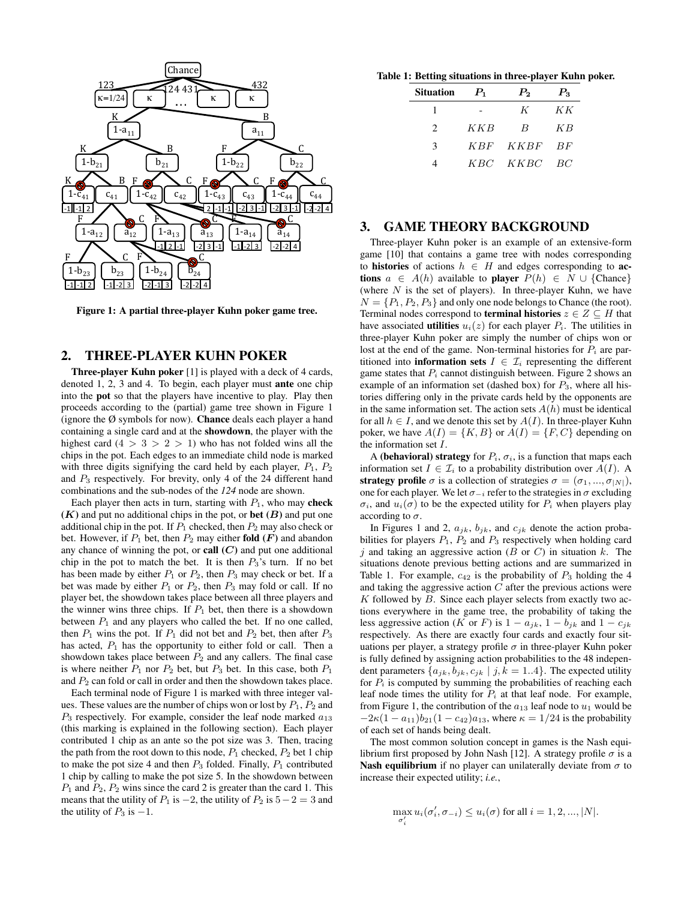Figure 1: A partial three-player Kuhn poker game tree.

## 2. THREE-PLAYER KUHN POKER

**Three-player Kuhn poker** [1] is played with a deck of 4 cards, denoted 1, 2, 3 and 4. To begin, each player must **ante** one chip into the **pot** so that the players have incentive to play. Play then proceeds according to the (partial) game tree shown in Figure 1 (ignore the Ø symbols for now). **Chance** deals each player a hand containing a single card and at the **showdown**, the player with the highest card ($4 > 3 > 2 > 1$) who has not folded wins all the chips in the pot. Each edges to an immediate child node is marked with three digits signifying the card held by each player, $P_1$, $P_2$ and $P_3$ respectively. For brevity, only 4 of the 24 different hand combinations and the sub-nodes of the *124* node are shown.

Each player then acts in turn, starting with $P_1$, who may **check (*K*)** and put no additional chips in the pot, or **bet (*B*)** and put one additional chip in the pot. If $P_1$ checked, then $P_2$ may also check or bet. However, if $P_1$ bet, then $P_2$ may either **fold (*F*)** and abandon any chance of winning the pot, or **call (*C*)** and put one additional chip in the pot to match the bet. It is then $P_3$'s turn. If no bet has been made by either $P_1$ or $P_2$, then $P_3$ may check or bet. If a bet was made by either $P_1$ or $P_2$, then $P_3$ may fold or call. If no player bet, the showdown takes place between all three players and the winner wins three chips. If $P_1$ bet, then there is a showdown between $P_1$ and any players who called the bet. If no one called, then $P_1$ wins the pot. If $P_1$ did not bet and $P_2$ bet, then after $P_3$ has acted, $P_1$ has the opportunity to either fold or call. Then a showdown takes place between $P_2$ and any callers. The final case is where neither $P_1$ nor $P_2$ bet, but $P_3$ bet. In this case, both $P_1$ and $P_2$ can fold or call in order and then the showdown takes place.

Each terminal node of Figure 1 is marked with three integer values. These values are the number of chips won or lost by $P_1$, $P_2$ and $P_3$ respectively. For example, consider the leaf node marked $a_{13}$ (this marking is explained in the following section). Each player contributed 1 chip as an ante so the pot size was 3. Then, tracing the path from the root down to this node, $P_1$ checked, $P_2$ bet 1 chip to make the pot size 4 and then $P_3$ folded. Finally, $P_1$ contributed 1 chip by calling to make the pot size 5. In the showdown between $P_1$ and $P_2$, $P_2$ wins since the card 2 is greater than the card 1. This means that the utility of $P_1$ is $-2$, the utility of $P_2$ is $5 - 2 = 3$ and the utility of $P_3$ is $-1$.

**Table 1: Betting situations in three-player Kuhn poker.**

| Situation | $P_1$ | $P_2$ | $P_3$ |
|---|---|---|---|
| 1 | - | $K$ | $KK$ |
| 2 | $KKB$ | $B$ | $KB$ |
| 3 | $KBF$ | $KKBF$ | $BF$ |
| 4 | $KBC$ | $KKBC$ | $BC$ |

## 3. GAME THEORY BACKGROUND

Three-player Kuhn poker is an example of an extensive-form game [10] that contains a game tree with nodes corresponding to **histories** of actions $h \in H$ and edges corresponding to **actions** $a \in A(h)$ available to **player** $P(h) \in N \cup \{\text{Chance}\}$ (where $N$ is the set of players). In three-player Kuhn, we have $N = \{P_1, P_2, P_3\}$ and only one node belongs to Chance (the root). Terminal nodes correspond to **terminal histories** $z \in Z \subseteq H$ that have associated **utilities** $u_i(z)$ for each player $P_i$. The utilities in three-player Kuhn poker are simply the number of chips won or lost at the end of the game. Non-terminal histories for $P_i$ are partitioned into **information sets** $I \in \mathcal{I}_i$ representing the different game states that $P_i$ cannot distinguish between. Figure 2 shows an example of an information set (dashed box) for $P_3$, where all histories differing only in the private cards held by the opponents are in the same information set. The action sets $A(h)$ must be identical for all $h \in I$, and we denote this set by $A(I)$. In three-player Kuhn poker, we have $A(I) = \{K, B\}$ or $A(I) = \{F, C\}$ depending on the information set $I$.

A **(behavioral) strategy** for $P_i$, $\sigma_i$, is a function that maps each information set $I \in \mathcal{I}_i$ to a probability distribution over $A(I)$. A **strategy profile** $\sigma$ is a collection of strategies $\sigma = (\sigma_1, ..., \sigma_{|N|})$, one for each player. We let $\sigma_{-i}$ refer to the strategies in $\sigma$ excluding $\sigma_i$, and $u_i(\sigma)$ to be the expected utility for $P_i$ when players play according to $\sigma$.

In Figures 1 and 2, $a_{jk}$, $b_{jk}$, and $c_{jk}$ denote the action probabilities for players $P_1$, $P_2$ and $P_3$ respectively when holding card $j$ and taking an aggressive action ($B$ or $C$) in situation $k$. The situations denote previous betting actions and are summarized in Table 1. For example, $c_{42}$ is the probability of $P_3$ holding the 4 and taking the aggressive action $C$ after the previous actions were $K$ followed by $B$. Since each player selects from exactly two actions everywhere in the game tree, the probability of taking the less aggressive action ($K$ or $F$) is $1 - a_{jk}$, $1 - b_{jk}$ and $1 - c_{jk}$ respectively. As there are exactly four cards and exactly four situations per player, a strategy profile $\sigma$ in three-player Kuhn poker is fully defined by assigning action probabilities to the 48 independent parameters $\{a_{jk}, b_{jk}, c_{jk} \mid j, k = 1..4\}$. The expected utility for $P_i$ is computed by summing the probabilities of reaching each leaf node times the utility for $P_i$ at that leaf node. For example, from Figure 1, the contribution of the $a_{13}$ leaf node to $u_1$ would be $-2\kappa(1 - a_{11})b_{21}(1 - c_{42})a_{13}$, where $\kappa = 1/24$ is the probability of each set of hands being dealt.

The most common solution concept in games is the Nash equilibrium first proposed by John Nash [12]. A strategy profile $\sigma$ is a **Nash equilibrium** if no player can unilaterally deviate from $\sigma$ to increase their expected utility; *i.e.*,

$$\max_{\sigma_i'} u_i(\sigma_i', \sigma_{-i}) \leq u_i(\sigma) \text{ for all } i = 1, 2, ..., |N|.$$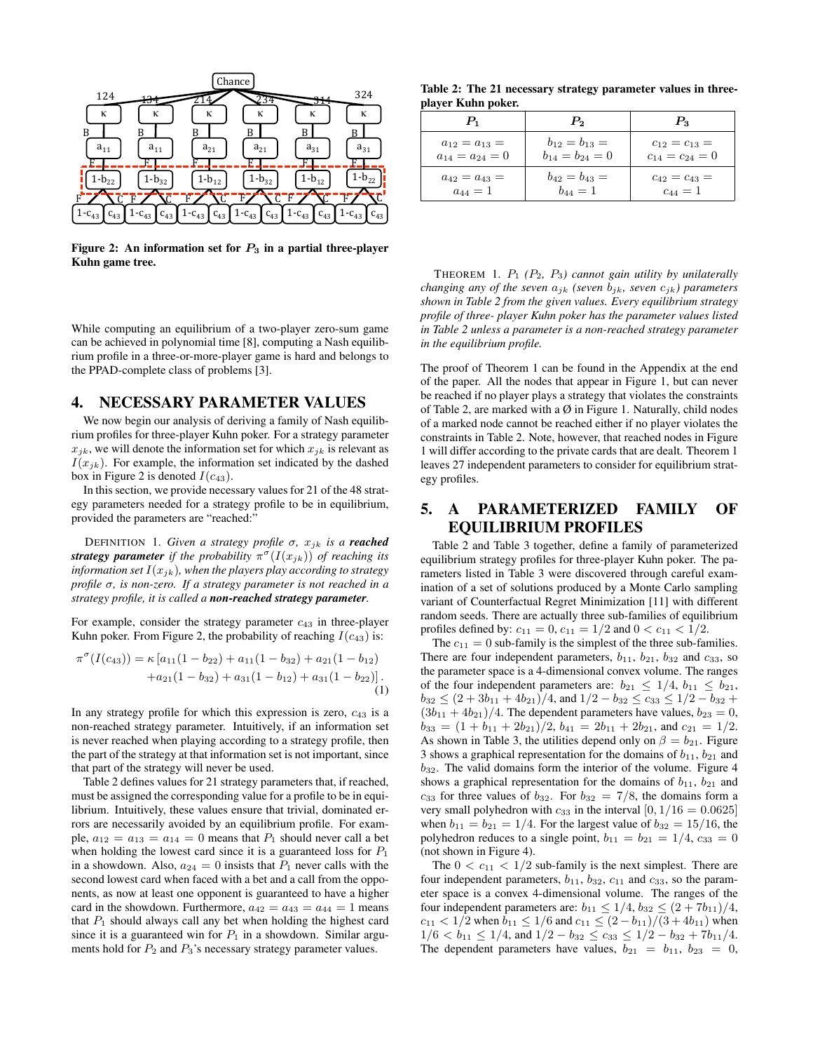Figure 2: An information set for $P_3$ in a partial three-player Kuhn game tree.

While computing an equilibrium of a two-player zero-sum game can be achieved in polynomial time [8], computing a Nash equilibrium profile in a three-or-more-player game is hard and belongs to the PPAD-complete class of problems [3].

## 4. NECESSARY PARAMETER VALUES

We now begin our analysis of deriving a family of Nash equilibrium profiles for three-player Kuhn poker. For a strategy parameter $x_{jk}$, we will denote the information set for which $x_{jk}$ is relevant as $I(x_{jk})$. For example, the information set indicated by the dashed box in Figure 2 is denoted $I(c_{43})$.

In this section, we provide necessary values for 21 of the 48 strategy parameters needed for a strategy profile to be in equilibrium, provided the parameters are "reached:"

DEFINITION 1. *Given a strategy profile $\sigma$, $x_{jk}$ is a* ***reached strategy parameter*** *if the probability $\pi^{\sigma}(I(x_{jk}))$ of reaching its information set $I(x_{jk})$, when the players play according to strategy profile $\sigma$, is non-zero. If a strategy parameter is not reached in a strategy profile, it is called a* ***non-reached strategy parameter****.*

For example, consider the strategy parameter $c_{43}$ in three-player Kuhn poker. From Figure 2, the probability of reaching $I(c_{43})$ is:

$$\pi^{\sigma}(I(c_{43})) = \kappa\,[a_{11}(1-b_{22}) + a_{11}(1-b_{32}) + a_{21}(1-b_{12}) + a_{21}(1-b_{32}) + a_{31}(1-b_{12}) + a_{31}(1-b_{22})]\,. \quad (1)$$

In any strategy profile for which this expression is zero, $c_{43}$ is a non-reached strategy parameter. Intuitively, if an information set is never reached when playing according to a strategy profile, then the part of the strategy at that information set is not important, since that part of the strategy will never be used.

Table 2 defines values for 21 strategy parameters that, if reached, must be assigned the corresponding value for a profile to be in equilibrium. Intuitively, these values ensure that trivial, dominated errors are necessarily avoided by an equilibrium profile. For example, $a_{12} = a_{13} = a_{14} = 0$ means that $P_1$ should never call a bet when holding the lowest card since it is a guaranteed loss for $P_1$ in a showdown. Also, $a_{24} = 0$ insists that $P_1$ never calls with the second lowest card when faced with a bet and a call from the opponents, as now at least one opponent is guaranteed to have a higher card in the showdown. Furthermore, $a_{42} = a_{43} = a_{44} = 1$ means that $P_1$ should always call any bet when holding the highest card since it is a guaranteed win for $P_1$ in a showdown. Similar arguments hold for $P_2$ and $P_3$'s necessary strategy parameter values.

Table 2: The 21 necessary strategy parameter values in three-player Kuhn poker.

| $P_1$ | $P_2$ | $P_3$ |
|---|---|---|
| $a_{12} = a_{13} = a_{14} = a_{24} = 0$ | $b_{12} = b_{13} = b_{14} = b_{24} = 0$ | $c_{12} = c_{13} = c_{14} = c_{24} = 0$ |
| $a_{42} = a_{43} = a_{44} = 1$ | $b_{42} = b_{43} = b_{44} = 1$ | $c_{42} = c_{43} = c_{44} = 1$ |

THEOREM 1. *$P_1$ ($P_2$, $P_3$) cannot gain utility by unilaterally changing any of the seven $a_{jk}$ (seven $b_{jk}$, seven $c_{jk}$) parameters shown in Table 2 from the given values. Every equilibrium strategy profile of three- player Kuhn poker has the parameter values listed in Table 2 unless a parameter is a non-reached strategy parameter in the equilibrium profile.*

The proof of Theorem 1 can be found in the Appendix at the end of the paper. All the nodes that appear in Figure 1, but can never be reached if no player plays a strategy that violates the constraints of Table 2, are marked with a Ø in Figure 1. Naturally, child nodes of a marked node cannot be reached either if no player violates the constraints in Table 2. Note, however, that reached nodes in Figure 1 will differ according to the private cards that are dealt. Theorem 1 leaves 27 independent parameters to consider for equilibrium strategy profiles.

## 5. A PARAMETERIZED FAMILY OF EQUILIBRIUM PROFILES

Table 2 and Table 3 together, define a family of parameterized equilibrium strategy profiles for three-player Kuhn poker. The parameters listed in Table 3 were discovered through careful examination of a set of solutions produced by a Monte Carlo sampling variant of Counterfactual Regret Minimization [11] with different random seeds. There are actually three sub-families of equilibrium profiles defined by: $c_{11} = 0$, $c_{11} = 1/2$ and $0 < c_{11} < 1/2$.

The $c_{11} = 0$ sub-family is the simplest of the three sub-families. There are four independent parameters, $b_{11}$, $b_{21}$, $b_{32}$ and $c_{33}$, so the parameter space is a 4-dimensional convex volume. The ranges of the four independent parameters are: $b_{21} \leq 1/4$, $b_{11} \leq b_{21}$, $b_{32} \leq (2 + 3b_{11} + 4b_{21})/4$, and $1/2 - b_{32} \leq c_{33} \leq 1/2 - b_{32} + (3b_{11} + 4b_{21})/4$. The dependent parameters have values, $b_{23} = 0$, $b_{33} = (1 + b_{11} + 2b_{21})/2$, $b_{41} = 2b_{11} + 2b_{21}$, and $c_{21} = 1/2$. As shown in Table 3, the utilities depend only on $\beta = b_{21}$. Figure 3 shows a graphical representation for the domains of $b_{11}$, $b_{21}$ and $b_{32}$. The valid domains form the interior of the volume. Figure 4 shows a graphical representation for the domains of $b_{11}$, $b_{21}$ and $c_{33}$ for three values of $b_{32}$. For $b_{32} = 7/8$, the domains form a very small polyhedron with $c_{33}$ in the interval $[0, 1/16 = 0.0625]$ when $b_{11} = b_{21} = 1/4$. For the largest value of $b_{32} = 15/16$, the polyhedron reduces to a single point, $b_{11} = b_{21} = 1/4$, $c_{33} = 0$ (not shown in Figure 4).

The $0 < c_{11} < 1/2$ sub-family is the next simplest. There are four independent parameters, $b_{11}$, $b_{32}$, $c_{11}$ and $c_{33}$, so the parameter space is a convex 4-dimensional volume. The ranges of the four independent parameters are: $b_{11} \leq 1/4$, $b_{32} \leq (2 + 7b_{11})/4$, $c_{11} < 1/2$ when $b_{11} \leq 1/6$ and $c_{11} \leq (2 - b_{11})/(3 + 4b_{11})$ when $1/6 < b_{11} \leq 1/4$, and $1/2 - b_{32} \leq c_{33} \leq 1/2 - b_{32} + 7b_{11}/4$. The dependent parameters have values, $b_{21} = b_{11}$, $b_{23} = 0$,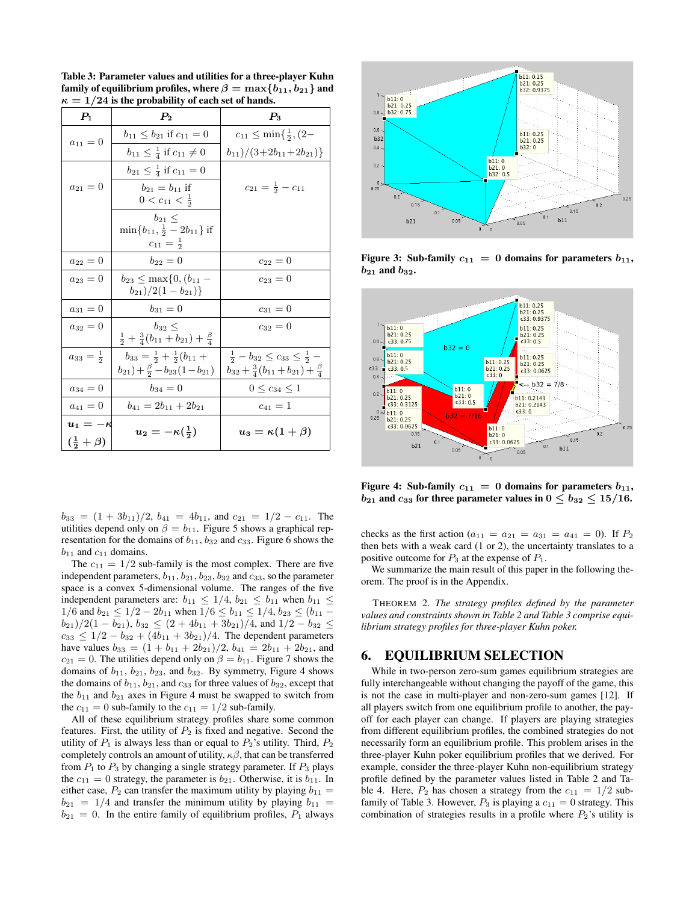**Table 3: Parameter values and utilities for a three-player Kuhn family of equilibrium profiles, where $\beta = \max\{b_{11}, b_{21}\}$ and $\kappa = 1/24$ is the probability of each set of hands.**

| $P_1$ | $P_2$ | $P_3$ |
|---|---|---|
| $a_{11} = 0$ | $b_{11} \le b_{21}$ if $c_{11} = 0$ | $c_{11} \le \min\{\frac{1}{2}, (2-$ |
| | $b_{11} \le \frac{1}{4}$ if $c_{11} \ne 0$ | $b_{11})/(3+2b_{11}+2b_{21})\}$ |
| $a_{21} = 0$ | $b_{21} \le \frac{1}{4}$ if $c_{11} = 0$ | $c_{21} = \frac{1}{2} - c_{11}$ |
| | $b_{21} = b_{11}$ if $0 < c_{11} < \frac{1}{2}$ | |
| | $b_{21} \le \min\{b_{11}, \frac{1}{2} - 2b_{11}\}$ if $c_{11} = \frac{1}{2}$ | |
| $a_{22} = 0$ | $b_{22} = 0$ | $c_{22} = 0$ |
| $a_{23} = 0$ | $b_{23} \le \max\{0, (b_{11} - b_{21})/2(1 - b_{21})\}$ | $c_{23} = 0$ |
| $a_{31} = 0$ | $b_{31} = 0$ | $c_{31} = 0$ |
| $a_{32} = 0$ | $b_{32} \le \frac{1}{2} + \frac{3}{4}(b_{11} + b_{21}) + \frac{\beta}{4}$ | $c_{32} = 0$ |
| $a_{33} = \frac{1}{2}$ | $b_{33} = \frac{1}{2} + \frac{1}{2}(b_{11} + b_{21}) + \frac{\beta}{2} - b_{23}(1 - b_{21})$ | $\frac{1}{2} - b_{32} \le c_{33} \le \frac{1}{2} - b_{32} + \frac{3}{4}(b_{11} + b_{21}) + \frac{\beta}{4}$ |
| $a_{34} = 0$ | $b_{34} = 0$ | $0 \le c_{34} \le 1$ |
| $a_{41} = 0$ | $b_{41} = 2b_{11} + 2b_{21}$ | $c_{41} = 1$ |
| $u_1 = -\kappa(\frac{1}{2} + \beta)$ | $u_2 = -\kappa(\frac{1}{2})$ | $u_3 = \kappa(1 + \beta)$ |

$b_{33} = (1 + 3b_{11})/2$, $b_{41} = 4b_{11}$, and $c_{21} = 1/2 - c_{11}$. The utilities depend only on $\beta = b_{11}$. Figure 5 shows a graphical representation for the domains of $b_{11}$, $b_{32}$ and $c_{33}$. Figure 6 shows the $b_{11}$ and $c_{11}$ domains.

The $c_{11} = 1/2$ sub-family is the most complex. There are five independent parameters, $b_{11}$, $b_{21}$, $b_{23}$, $b_{32}$ and $c_{33}$, so the parameter space is a convex 5-dimensional volume. The ranges of the five independent parameters are: $b_{11} \le 1/4$, $b_{21} \le b_{11}$ when $b_{11} \le 1/6$ and $b_{21} \le 1/2 - 2b_{11}$ when $1/6 \le b_{11} \le 1/4$, $b_{23} \le (b_{11} - b_{21})/2(1 - b_{21})$, $b_{32} \le (2 + 4b_{11} + 3b_{21})/4$, and $1/2 - b_{32} \le c_{33} \le 1/2 - b_{32} + (4b_{11} + 3b_{21})/4$. The dependent parameters have values $b_{33} = (1 + b_{11} + 2b_{21})/2$, $b_{41} = 2b_{11} + 2b_{21}$, and $c_{21} = 0$. The utilities depend only on $\beta = b_{11}$. Figure 7 shows the domains of $b_{11}$, $b_{21}$, $b_{23}$, and $b_{32}$. By symmetry, Figure 4 shows the domains of $b_{11}$, $b_{21}$, and $c_{33}$ for three values of $b_{32}$, except that the $b_{11}$ and $b_{21}$ axes in Figure 4 must be swapped to switch from the $c_{11} = 0$ sub-family to the $c_{11} = 1/2$ sub-family.

All of these equilibrium strategy profiles share some common features. First, the utility of $P_2$ is fixed and negative. Second the utility of $P_1$ is always less than or equal to $P_2$'s utility. Third, $P_2$ completely controls an amount of utility, $\kappa\beta$, that can be transferred from $P_1$ to $P_3$ by changing a single strategy parameter. If $P_3$ plays the $c_{11} = 0$ strategy, the parameter is $b_{21}$. Otherwise, it is $b_{11}$. In either case, $P_2$ can transfer the maximum utility by playing $b_{11} = b_{21} = 1/4$ and transfer the minimum utility by playing $b_{11} = b_{21} = 0$. In the entire family of equilibrium profiles, $P_1$ always checks as the first action ($a_{11} = a_{21} = a_{31} = a_{41} = 0$). If $P_2$ then bets with a weak card (1 or 2), the uncertainty translates to a positive outcome for $P_3$ at the expense of $P_1$.

**Figure 3: Sub-family $c_{11} = 0$ domains for parameters $b_{11}$, $b_{21}$ and $b_{32}$.**

**Figure 4: Sub-family $c_{11} = 0$ domains for parameters $b_{11}$, $b_{21}$ and $c_{33}$ for three parameter values in $0 \le b_{32} \le 15/16$.**

We summarize the main result of this paper in the following theorem. The proof is in the Appendix.

THEOREM 2. *The strategy profiles defined by the parameter values and constraints shown in Table 2 and Table 3 comprise equilibrium strategy profiles for three-player Kuhn poker.*

## 6. EQUILIBRIUM SELECTION

While in two-person zero-sum games equilibrium strategies are fully interchangeable without changing the payoff of the game, this is not the case in multi-player and non-zero-sum games [12]. If all players switch from one equilibrium profile to another, the payoff for each player can change. If players are playing strategies from different equilibrium profiles, the combined strategies do not necessarily form an equilibrium profile. This problem arises in the three-player Kuhn poker equilibrium profiles that we derived. For example, consider the three-player Kuhn non-equilibrium strategy profile defined by the parameter values listed in Table 2 and Table 4. Here, $P_2$ has chosen a strategy from the $c_{11} = 1/2$ sub-family of Table 3. However, $P_3$ is playing a $c_{11} = 0$ strategy. This combination of strategies results in a profile where $P_2$'s utility is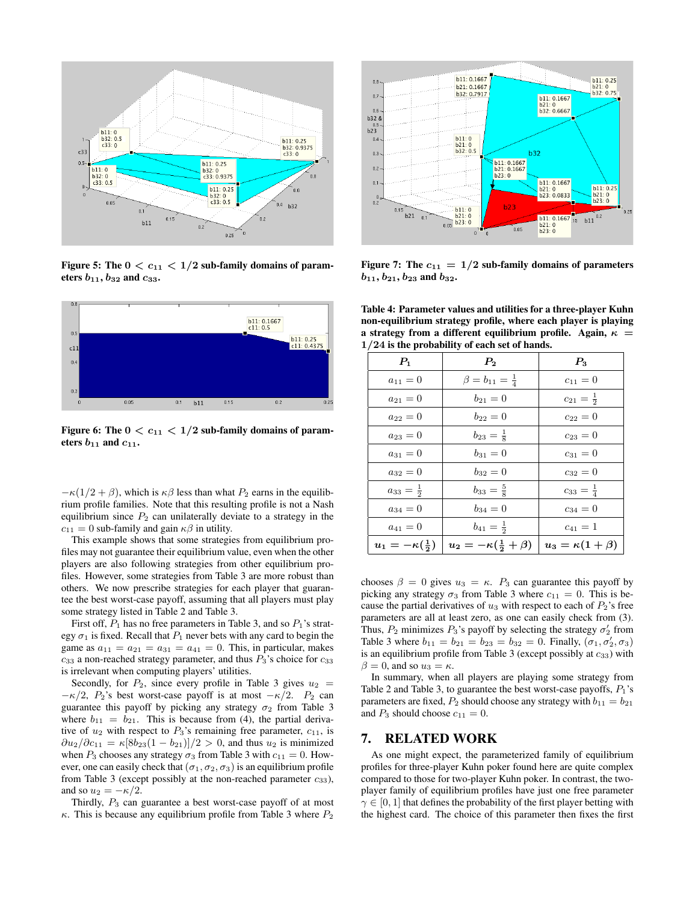**Figure 5: The $0 < c_{11} < 1/2$ sub-family domains of parameters $b_{11}, b_{32}$ and $c_{33}$.**

**Figure 6: The $0 < c_{11} < 1/2$ sub-family domains of parameters $b_{11}$ and $c_{11}$.**

$-\kappa(1/2 + \beta)$, which is $\kappa\beta$ less than what $P_2$ earns in the equilibrium profile families. Note that this resulting profile is not a Nash equilibrium since $P_2$ can unilaterally deviate to a strategy in the $c_{11} = 0$ sub-family and gain $\kappa\beta$ in utility.

This example shows that some strategies from equilibrium profiles may not guarantee their equilibrium value, even when the other players are also following strategies from other equilibrium profiles. However, some strategies from Table 3 are more robust than others. We now prescribe strategies for each player that guarantee the best worst-case payoff, assuming that all players must play some strategy listed in Table 2 and Table 3.

First off, $P_1$ has no free parameters in Table 3, and so $P_1$'s strategy $\sigma_1$ is fixed. Recall that $P_1$ never bets with any card to begin the game as $a_{11} = a_{21} = a_{31} = a_{41} = 0$. This, in particular, makes $c_{33}$ a non-reached strategy parameter, and thus $P_3$'s choice for $c_{33}$ is irrelevant when computing players' utilities.

Secondly, for $P_2$, since every profile in Table 3 gives $u_2 = -\kappa/2$, $P_2$'s best worst-case payoff is at most $-\kappa/2$. $P_2$ can guarantee this payoff by picking any strategy $\sigma_2$ from Table 3 where $b_{11} = b_{21}$. This is because from (4), the partial derivative of $u_2$ with respect to $P_3$'s remaining free parameter, $c_{11}$, is $\partial u_2/\partial c_{11} = \kappa[8b_{23}(1 - b_{21})]/2 > 0$, and thus $u_2$ is minimized when $P_3$ chooses any strategy $\sigma_3$ from Table 3 with $c_{11} = 0$. However, one can easily check that $(\sigma_1, \sigma_2, \sigma_3)$ is an equilibrium profile from Table 3 (except possibly at the non-reached parameter $c_{33}$), and so $u_2 = -\kappa/2$.

Thirdly, $P_3$ can guarantee a best worst-case payoff of at most $\kappa$. This is because any equilibrium profile from Table 3 where $P_2$ chooses $\beta = 0$ gives $u_3 = \kappa$. $P_3$ can guarantee this payoff by picking any strategy $\sigma_3$ from Table 3 where $c_{11} = 0$. This is because the partial derivatives of $u_3$ with respect to each of $P_2$'s free parameters are all at least zero, as one can easily check from (3). Thus, $P_2$ minimizes $P_3$'s payoff by selecting the strategy $\sigma'_2$ from Table 3 where $b_{11} = b_{21} = b_{23} = b_{32} = 0$. Finally, $(\sigma_1, \sigma'_2, \sigma_3)$ is an equilibrium profile from Table 3 (except possibly at $c_{33}$) with $\beta = 0$, and so $u_3 = \kappa$.

In summary, when all players are playing some strategy from Table 2 and Table 3, to guarantee the best worst-case payoffs, $P_1$'s parameters are fixed, $P_2$ should choose any strategy with $b_{11} = b_{21}$ and $P_3$ should choose $c_{11} = 0$.

**Figure 7: The $c_{11} = 1/2$ sub-family domains of parameters $b_{11}, b_{21}, b_{23}$ and $b_{32}$.**

**Table 4: Parameter values and utilities for a three-player Kuhn non-equilibrium strategy profile, where each player is playing a strategy from a different equilibrium profile. Again, $\kappa = 1/24$ is the probability of each set of hands.**

| $P_1$ | $P_2$ | $P_3$ |
|---|---|---|
| $a_{11} = 0$ | $\beta = b_{11} = \frac{1}{4}$ | $c_{11} = 0$ |
| $a_{21} = 0$ | $b_{21} = 0$ | $c_{21} = \frac{1}{2}$ |
| $a_{22} = 0$ | $b_{22} = 0$ | $c_{22} = 0$ |
| $a_{23} = 0$ | $b_{23} = \frac{1}{8}$ | $c_{23} = 0$ |
| $a_{31} = 0$ | $b_{31} = 0$ | $c_{31} = 0$ |
| $a_{32} = 0$ | $b_{32} = 0$ | $c_{32} = 0$ |
| $a_{33} = \frac{1}{2}$ | $b_{33} = \frac{5}{8}$ | $c_{33} = \frac{1}{4}$ |
| $a_{34} = 0$ | $b_{34} = 0$ | $c_{34} = 0$ |
| $a_{41} = 0$ | $b_{41} = \frac{1}{2}$ | $c_{41} = 1$ |
| $u_1 = -\kappa(\frac{1}{2})$ | $u_2 = -\kappa(\frac{1}{2} + \beta)$ | $u_3 = \kappa(1 + \beta)$ |

## 7. RELATED WORK

As one might expect, the parameterized family of equilibrium profiles for three-player Kuhn poker found here are quite complex compared to those for two-player Kuhn poker. In contrast, the two-player family of equilibrium profiles have just one free parameter $\gamma \in [0, 1]$ that defines the probability of the first player betting with the highest card. The choice of this parameter then fixes the first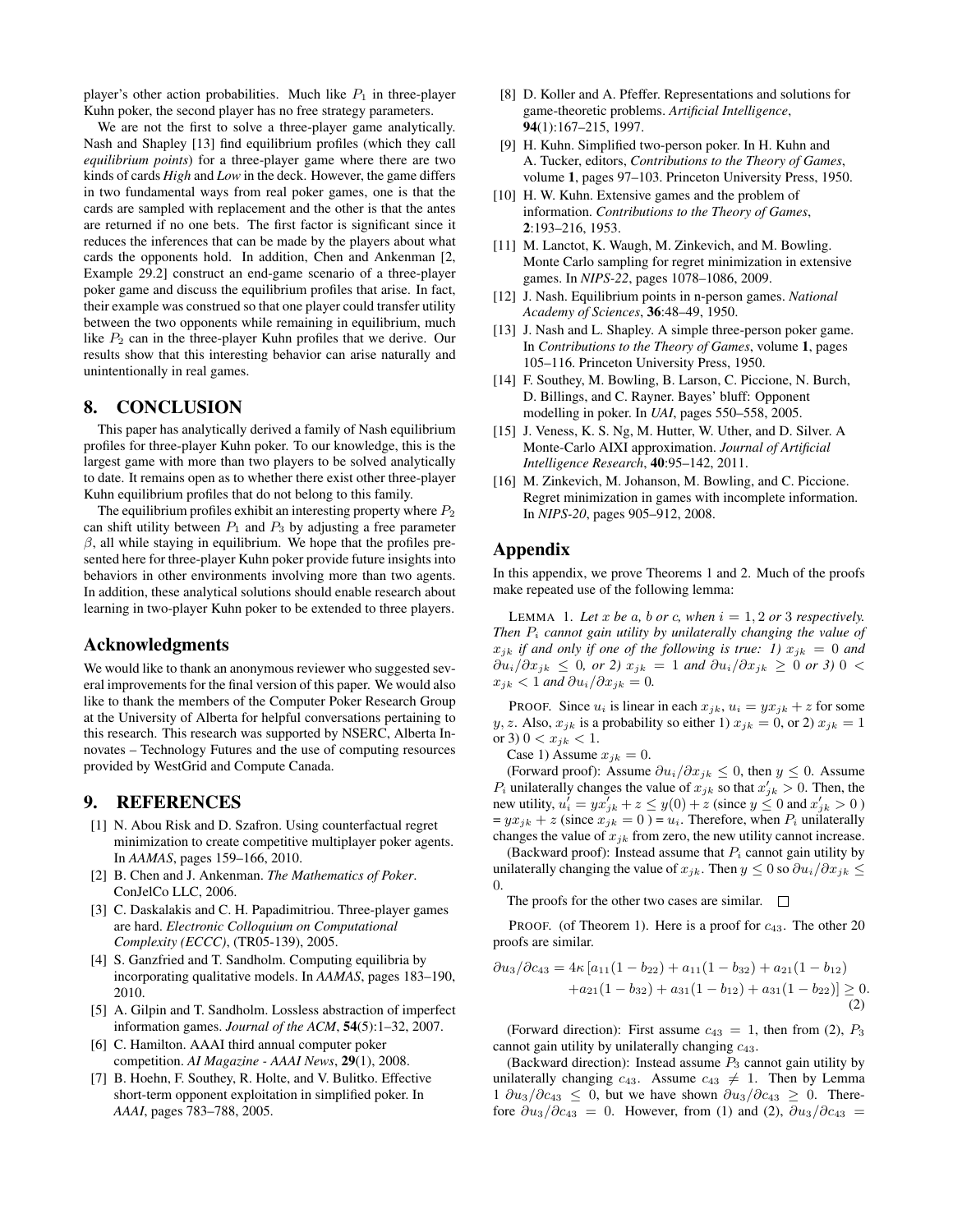player's other action probabilities. Much like $P_1$ in three-player Kuhn poker, the second player has no free strategy parameters.

We are not the first to solve a three-player game analytically. Nash and Shapley [13] find equilibrium profiles (which they call *equilibrium points*) for a three-player game where there are two kinds of cards *High* and *Low* in the deck. However, the game differs in two fundamental ways from real poker games, one is that the cards are sampled with replacement and the other is that the antes are returned if no one bets. The first factor is significant since it reduces the inferences that can be made by the players about what cards the opponents hold. In addition, Chen and Ankenman [2, Example 29.2] construct an end-game scenario of a three-player poker game and discuss the equilibrium profiles that arise. In fact, their example was construed so that one player could transfer utility between the two opponents while remaining in equilibrium, much like $P_2$ can in the three-player Kuhn profiles that we derive. Our results show that this interesting behavior can arise naturally and unintentionally in real games.

## 8. CONCLUSION

This paper has analytically derived a family of Nash equilibrium profiles for three-player Kuhn poker. To our knowledge, this is the largest game with more than two players to be solved analytically to date. It remains open as to whether there exist other three-player Kuhn equilibrium profiles that do not belong to this family.

The equilibrium profiles exhibit an interesting property where $P_2$ can shift utility between $P_1$ and $P_3$ by adjusting a free parameter $\beta$, all while staying in equilibrium. We hope that the profiles presented here for three-player Kuhn poker provide future insights into behaviors in other environments involving more than two agents. In addition, these analytical solutions should enable research about learning in two-player Kuhn poker to be extended to three players.

## Acknowledgments

We would like to thank an anonymous reviewer who suggested several improvements for the final version of this paper. We would also like to thank the members of the Computer Poker Research Group at the University of Alberta for helpful conversations pertaining to this research. This research was supported by NSERC, Alberta Innovates – Technology Futures and the use of computing resources provided by WestGrid and Compute Canada.

## 9. REFERENCES

[1] N. Abou Risk and D. Szafron. Using counterfactual regret minimization to create competitive multiplayer poker agents. In *AAMAS*, pages 159–166, 2010.

[2] B. Chen and J. Ankenman. *The Mathematics of Poker*. ConJelCo LLC, 2006.

[3] C. Daskalakis and C. H. Papadimitriou. Three-player games are hard. *Electronic Colloquium on Computational Complexity (ECCC)*, (TR05-139), 2005.

[4] S. Ganzfried and T. Sandholm. Computing equilibria by incorporating qualitative models. In *AAMAS*, pages 183–190, 2010.

[5] A. Gilpin and T. Sandholm. Lossless abstraction of imperfect information games. *Journal of the ACM*, **54**(5):1–32, 2007.

[6] C. Hamilton. AAAI third annual computer poker competition. *AI Magazine - AAAI News*, **29**(1), 2008.

[7] B. Hoehn, F. Southey, R. Holte, and V. Bulitko. Effective short-term opponent exploitation in simplified poker. In *AAAI*, pages 783–788, 2005.

[8] D. Koller and A. Pfeffer. Representations and solutions for game-theoretic problems. *Artificial Intelligence*, **94**(1):167–215, 1997.

[9] H. Kuhn. Simplified two-person poker. In H. Kuhn and A. Tucker, editors, *Contributions to the Theory of Games*, volume **1**, pages 97–103. Princeton University Press, 1950.

[10] H. W. Kuhn. Extensive games and the problem of information. *Contributions to the Theory of Games*, **2**:193–216, 1953.

[11] M. Lanctot, K. Waugh, M. Zinkevich, and M. Bowling. Monte Carlo sampling for regret minimization in extensive games. In *NIPS-22*, pages 1078–1086, 2009.

[12] J. Nash. Equilibrium points in n-person games. *National Academy of Sciences*, **36**:48–49, 1950.

[13] J. Nash and L. Shapley. A simple three-person poker game. In *Contributions to the Theory of Games*, volume **1**, pages 105–116. Princeton University Press, 1950.

[14] F. Southey, M. Bowling, B. Larson, C. Piccione, N. Burch, D. Billings, and C. Rayner. Bayes' bluff: Opponent modelling in poker. In *UAI*, pages 550–558, 2005.

[15] J. Veness, K. S. Ng, M. Hutter, W. Uther, and D. Silver. A Monte-Carlo AIXI approximation. *Journal of Artificial Intelligence Research*, **40**:95–142, 2011.

[16] M. Zinkevich, M. Johanson, M. Bowling, and C. Piccione. Regret minimization in games with incomplete information. In *NIPS-20*, pages 905–912, 2008.

## Appendix

In this appendix, we prove Theorems 1 and 2. Much of the proofs make repeated use of the following lemma:

LEMMA 1. *Let $x$ be $a$, $b$ or $c$, when $i = 1, 2$ or $3$ respectively. Then $P_i$ cannot gain utility by unilaterally changing the value of $x_{jk}$ if and only if one of the following is true: 1) $x_{jk} = 0$ and $\partial u_i/\partial x_{jk} \leq 0$, or 2) $x_{jk} = 1$ and $\partial u_i/\partial x_{jk} \geq 0$ or 3) $0 < x_{jk} < 1$ and $\partial u_i/\partial x_{jk} = 0$.*

PROOF. Since $u_i$ is linear in each $x_{jk}$, $u_i = yx_{jk} + z$ for some $y, z$. Also, $x_{jk}$ is a probability so either 1) $x_{jk} = 0$, or 2) $x_{jk} = 1$ or 3) $0 < x_{jk} < 1$.

Case 1) Assume $x_{jk} = 0$.

(Forward proof): Assume $\partial u_i/\partial x_{jk} \leq 0$, then $y \leq 0$. Assume $P_i$ unilaterally changes the value of $x_{jk}$ so that $x'_{jk} > 0$. Then, the new utility, $u'_i = yx'_{jk} + z \leq y(0) + z$ (since $y \leq 0$ and $x'_{jk} > 0$) $= yx_{jk} + z$ (since $x_{jk} = 0$) $= u_i$. Therefore, when $P_i$ unilaterally changes the value of $x_{jk}$ from zero, the new utility cannot increase.

(Backward proof): Instead assume that $P_i$ cannot gain utility by unilaterally changing the value of $x_{jk}$. Then $y \leq 0$ so $\partial u_i/\partial x_{jk} \leq 0$.

The proofs for the other two cases are similar. $\square$

PROOF. (of Theorem 1). Here is a proof for $c_{43}$. The other 20 proofs are similar.

$$\partial u_3/\partial c_{43} = 4\kappa\,[a_{11}(1 - b_{22}) + a_{11}(1 - b_{32}) + a_{21}(1 - b_{12}) + a_{21}(1 - b_{32}) + a_{31}(1 - b_{12}) + a_{31}(1 - b_{22})] \geq 0. \tag{2}$$

(Forward direction): First assume $c_{43} = 1$, then from (2), $P_3$ cannot gain utility by unilaterally changing $c_{43}$.

(Backward direction): Instead assume $P_3$ cannot gain utility by unilaterally changing $c_{43}$. Assume $c_{43} \neq 1$. Then by Lemma 1 $\partial u_3/\partial c_{43} \leq 0$, but we have shown $\partial u_3/\partial c_{43} \geq 0$. Therefore $\partial u_3/\partial c_{43} = 0$. However, from (1) and (2), $\partial u_3/\partial c_{43} =$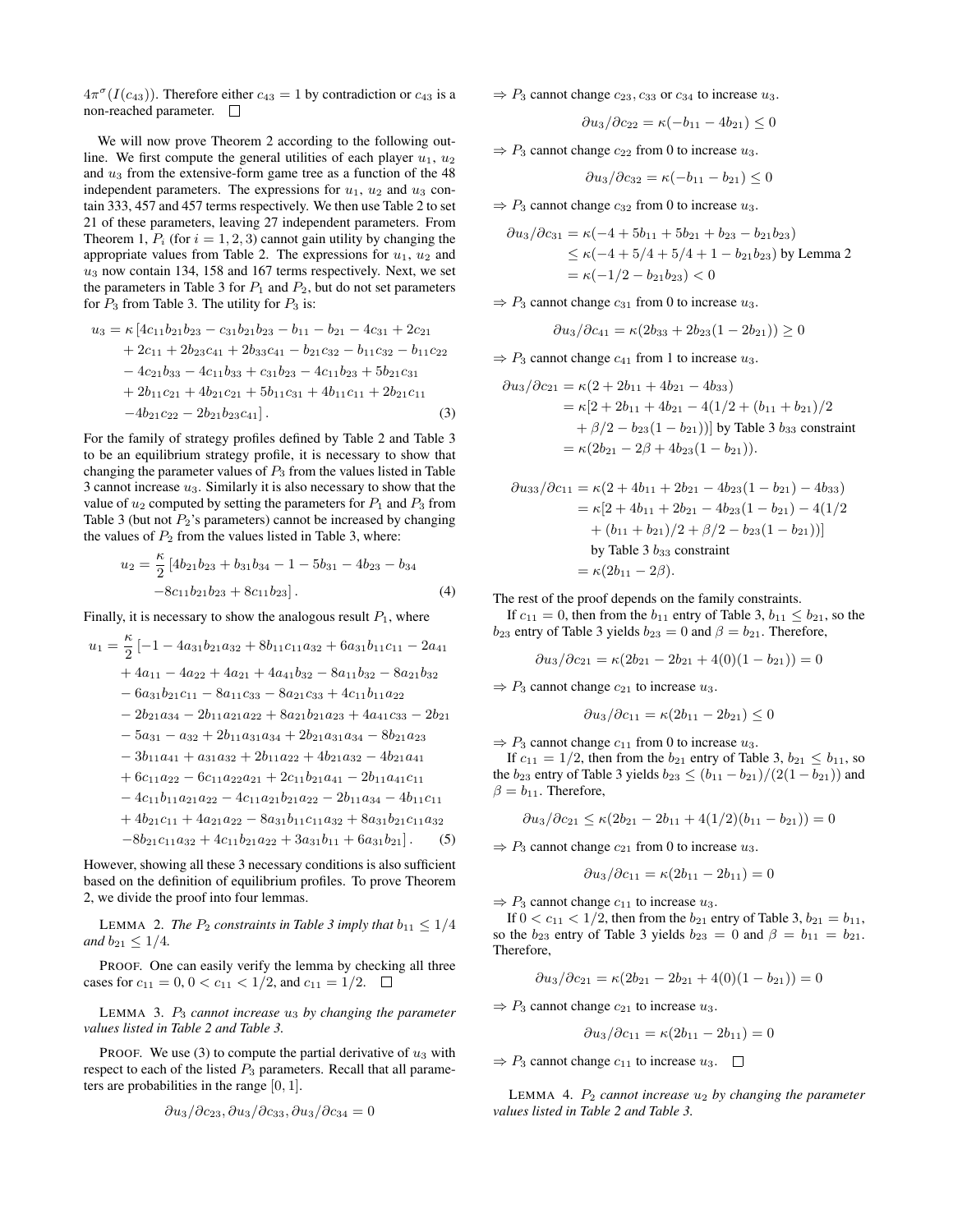$4\pi^\sigma(I(c_{43}))$. Therefore either $c_{43} = 1$ by contradiction or $c_{43}$ is a non-reached parameter. $\square$

We will now prove Theorem 2 according to the following outline. We first compute the general utilities of each player $u_1$, $u_2$ and $u_3$ from the extensive-form game tree as a function of the 48 independent parameters. The expressions for $u_1$, $u_2$ and $u_3$ contain 333, 457 and 457 terms respectively. We then use Table 2 to set 21 of these parameters, leaving 27 independent parameters. From Theorem 1, $P_i$ (for $i = 1, 2, 3$) cannot gain utility by changing the appropriate values from Table 2. The expressions for $u_1$, $u_2$ and $u_3$ now contain 134, 158 and 167 terms respectively. Next, we set the parameters in Table 3 for $P_1$ and $P_2$, but do not set parameters for $P_3$ from Table 3. The utility for $P_3$ is:

$$
\begin{aligned}
u_3 = \kappa\,[&4c_{11}b_{21}b_{23} - c_{31}b_{21}b_{23} - b_{11} - b_{21} - 4c_{31} + 2c_{21} \\
&+ 2c_{11} + 2b_{23}c_{41} + 2b_{33}c_{41} - b_{21}c_{32} - b_{11}c_{32} - b_{11}c_{22} \\
&- 4c_{21}b_{33} - 4c_{11}b_{33} + c_{31}b_{23} - 4c_{11}b_{23} + 5b_{21}c_{31} \\
&+ 2b_{11}c_{21} + 4b_{21}c_{21} + 5b_{11}c_{31} + 4b_{11}c_{11} + 2b_{21}c_{11} \\
&-4b_{21}c_{22} - 2b_{21}b_{23}c_{41}]\,. \qquad (3)
\end{aligned}
$$

For the family of strategy profiles defined by Table 2 and Table 3 to be an equilibrium strategy profile, it is necessary to show that changing the parameter values of $P_3$ from the values listed in Table 3 cannot increase $u_3$. Similarly it is also necessary to show that the value of $u_2$ computed by setting the parameters for $P_1$ and $P_3$ from Table 3 (but not $P_2$'s parameters) cannot be increased by changing the values of $P_2$ from the values listed in Table 3, where:

$$
\begin{aligned}
u_2 = \frac{\kappa}{2}\,[&4b_{21}b_{23} + b_{31}b_{34} - 1 - 5b_{31} - 4b_{23} - b_{34} \\
&-8c_{11}b_{21}b_{23} + 8c_{11}b_{23}]\,. \qquad (4)
\end{aligned}
$$

Finally, it is necessary to show the analogous result $P_1$, where

$$
\begin{aligned}
u_1 = \frac{\kappa}{2}\,[&-1 - 4a_{31}b_{21}a_{32} + 8b_{11}c_{11}a_{32} + 6a_{31}b_{11}c_{11} - 2a_{41} \\
&+ 4a_{11} - 4a_{22} + 4a_{21} + 4a_{41}b_{32} - 8a_{11}b_{32} - 8a_{21}b_{32} \\
&- 6a_{31}b_{21}c_{11} - 8a_{11}c_{33} - 8a_{21}c_{33} + 4c_{11}b_{11}a_{22} \\
&- 2b_{21}a_{34} - 2b_{11}a_{21}a_{22} + 8a_{21}b_{21}a_{23} + 4a_{41}c_{33} - 2b_{21} \\
&- 5a_{31} - a_{32} + 2b_{11}a_{31}a_{34} + 2b_{21}a_{31}a_{34} - 8b_{21}a_{23} \\
&- 3b_{11}a_{41} + a_{31}a_{32} + 2b_{11}a_{22} + 4b_{21}a_{32} - 4b_{21}a_{41} \\
&+ 6c_{11}a_{22} - 6c_{11}a_{22}a_{21} + 2c_{11}b_{21}a_{41} - 2b_{11}a_{41}c_{11} \\
&- 4c_{11}b_{11}a_{21}a_{22} - 4c_{11}a_{21}b_{21}a_{22} - 2b_{11}a_{34} - 4b_{11}c_{11} \\
&+ 4b_{21}c_{11} + 4a_{21}a_{22} - 8a_{31}b_{11}c_{11}a_{32} + 8a_{31}b_{21}c_{11}a_{32} \\
&-8b_{21}c_{11}a_{32} + 4c_{11}b_{21}a_{22} + 3a_{31}b_{11} + 6a_{31}b_{21}]\,. \qquad (5)
\end{aligned}
$$

However, showing all these 3 necessary conditions is also sufficient based on the definition of equilibrium profiles. To prove Theorem 2, we divide the proof into four lemmas.

LEMMA 2. *The $P_2$ constraints in Table 3 imply that $b_{11} \le 1/4$ and $b_{21} \le 1/4$.*

PROOF. One can easily verify the lemma by checking all three cases for $c_{11} = 0$, $0 < c_{11} < 1/2$, and $c_{11} = 1/2$. $\square$

LEMMA 3. *$P_3$ cannot increase $u_3$ by changing the parameter values listed in Table 2 and Table 3.*

PROOF. We use (3) to compute the partial derivative of $u_3$ with respect to each of the listed $P_3$ parameters. Recall that all parameters are probabilities in the range $[0, 1]$.

$$\partial u_3/\partial c_{23}, \partial u_3/\partial c_{33}, \partial u_3/\partial c_{34} = 0$$

$\Rightarrow$ $P_3$ cannot change $c_{23}, c_{33}$ or $c_{34}$ to increase $u_3$.

$$\partial u_3/\partial c_{22} = \kappa(-b_{11} - 4b_{21}) \le 0$$

$\Rightarrow$ $P_3$ cannot change $c_{22}$ from 0 to increase $u_3$.

$$\partial u_3/\partial c_{32} = \kappa(-b_{11} - b_{21}) \le 0$$

$\Rightarrow$ $P_3$ cannot change $c_{32}$ from 0 to increase $u_3$.

$$
\begin{aligned}
\partial u_3/\partial c_{31} &= \kappa(-4 + 5b_{11} + 5b_{21} + b_{23} - b_{21}b_{23}) \\
&\le \kappa(-4 + 5/4 + 5/4 + 1 - b_{21}b_{23}) \text{ by Lemma 2} \\
&= \kappa(-1/2 - b_{21}b_{23}) < 0
\end{aligned}
$$

$\Rightarrow$ $P_3$ cannot change $c_{31}$ from 0 to increase $u_3$.

$$\partial u_3/\partial c_{41} = \kappa(2b_{33} + 2b_{23}(1 - 2b_{21})) \ge 0$$

$\Rightarrow$ $P_3$ cannot change $c_{41}$ from 1 to increase $u_3$.

$$
\begin{aligned}
\partial u_3/\partial c_{21} &= \kappa(2 + 2b_{11} + 4b_{21} - 4b_{33}) \\
&= \kappa[2 + 2b_{11} + 4b_{21} - 4(1/2 + (b_{11} + b_{21})/2 \\
&\quad + \beta/2 - b_{23}(1 - b_{21}))] \text{ by Table 3 } b_{33} \text{ constraint} \\
&= \kappa(2b_{21} - 2\beta + 4b_{23}(1 - b_{21})).
\end{aligned}
$$

$$
\begin{aligned}
\partial u_{33}/\partial c_{11} &= \kappa(2 + 4b_{11} + 2b_{21} - 4b_{23}(1 - b_{21}) - 4b_{33}) \\
&= \kappa[2 + 4b_{11} + 2b_{21} - 4b_{23}(1 - b_{21}) - 4(1/2 \\
&\quad + (b_{11} + b_{21})/2 + \beta/2 - b_{23}(1 - b_{21}))] \\
&\quad \text{by Table 3 } b_{33} \text{ constraint} \\
&= \kappa(2b_{11} - 2\beta).
\end{aligned}
$$

The rest of the proof depends on the family constraints.

If $c_{11} = 0$, then from the $b_{11}$ entry of Table 3, $b_{11} \le b_{21}$, so the $b_{23}$ entry of Table 3 yields $b_{23} = 0$ and $\beta = b_{21}$. Therefore,

$$\partial u_3/\partial c_{21} = \kappa(2b_{21} - 2b_{21} + 4(0)(1 - b_{21})) = 0$$

$\Rightarrow$ $P_3$ cannot change $c_{21}$ to increase $u_3$.

$$\partial u_3/\partial c_{11} = \kappa(2b_{11} - 2b_{21}) \le 0$$

$\Rightarrow$ $P_3$ cannot change $c_{11}$ from 0 to increase $u_3$.

If $c_{11} = 1/2$, then from the $b_{21}$ entry of Table 3, $b_{21} \le b_{11}$, so the $b_{23}$ entry of Table 3 yields $b_{23} \le (b_{11} - b_{21})/(2(1 - b_{21}))$ and $\beta = b_{11}$. Therefore,

$$\partial u_3/\partial c_{21} \le \kappa(2b_{21} - 2b_{11} + 4(1/2)(b_{11} - b_{21})) = 0$$

$\Rightarrow$ $P_3$ cannot change $c_{21}$ from 0 to increase $u_3$.

$$\partial u_3/\partial c_{11} = \kappa(2b_{11} - 2b_{11}) = 0$$

$\Rightarrow$ $P_3$ cannot change $c_{11}$ to increase $u_3$.

If $0 < c_{11} < 1/2$, then from the $b_{21}$ entry of Table 3, $b_{21} = b_{11}$, so the $b_{23}$ entry of Table 3 yields $b_{23} = 0$ and $\beta = b_{11} = b_{21}$. Therefore,

$$\partial u_3/\partial c_{21} = \kappa(2b_{21} - 2b_{21} + 4(0)(1 - b_{21})) = 0$$

$\Rightarrow$ $P_3$ cannot change $c_{21}$ to increase $u_3$.

$$\partial u_3/\partial c_{11} = \kappa(2b_{11} - 2b_{11}) = 0$$

$\Rightarrow$ $P_3$ cannot change $c_{11}$ to increase $u_3$. $\square$

LEMMA 4. *$P_2$ cannot increase $u_2$ by changing the parameter values listed in Table 2 and Table 3.*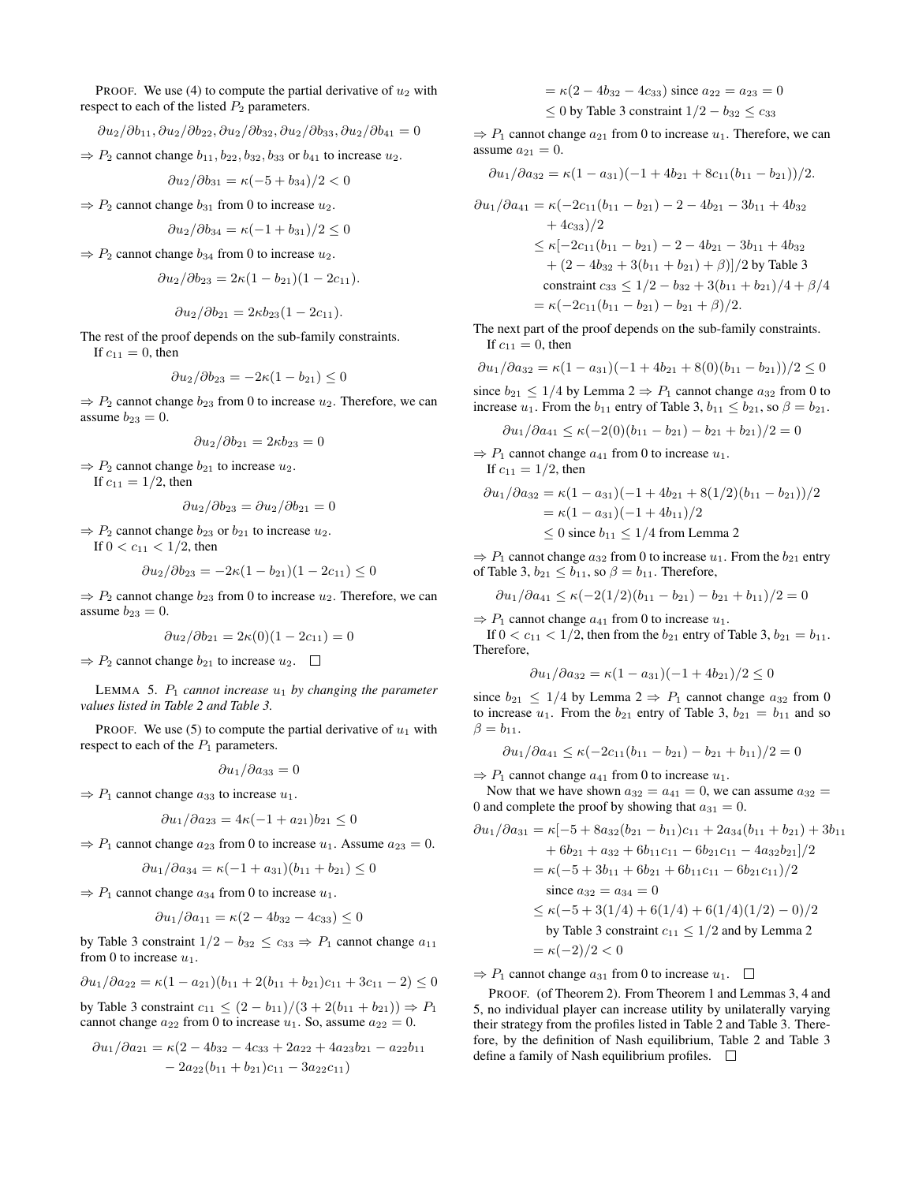PROOF. We use (4) to compute the partial derivative of $u_2$ with respect to each of the listed $P_2$ parameters.

$$\partial u_2/\partial b_{11}, \partial u_2/\partial b_{22}, \partial u_2/\partial b_{32}, \partial u_2/\partial b_{33}, \partial u_2/\partial b_{41} = 0$$

$\Rightarrow P_2$ cannot change $b_{11}, b_{22}, b_{32}, b_{33}$ or $b_{41}$ to increase $u_2$.

$$\partial u_2/\partial b_{31} = \kappa(-5 + b_{34})/2 < 0$$

$\Rightarrow P_2$ cannot change $b_{31}$ from 0 to increase $u_2$.

$$\partial u_2/\partial b_{34} = \kappa(-1 + b_{31})/2 \leq 0$$

$\Rightarrow P_2$ cannot change $b_{34}$ from 0 to increase $u_2$.

$$\partial u_2/\partial b_{23} = 2\kappa(1 - b_{21})(1 - 2c_{11}).$$

$$\partial u_2/\partial b_{21} = 2\kappa b_{23}(1 - 2c_{11}).$$

The rest of the proof depends on the sub-family constraints.

If $c_{11} = 0$, then

$$\partial u_2/\partial b_{23} = -2\kappa(1 - b_{21}) \leq 0$$

$\Rightarrow P_2$ cannot change $b_{23}$ from 0 to increase $u_2$. Therefore, we can assume $b_{23} = 0$.

$$\partial u_2/\partial b_{21} = 2\kappa b_{23} = 0$$

$\Rightarrow P_2$ cannot change $b_{21}$ to increase $u_2$.

If $c_{11} = 1/2$, then

$$\partial u_2/\partial b_{23} = \partial u_2/\partial b_{21} = 0$$

$\Rightarrow P_2$ cannot change $b_{23}$ or $b_{21}$ to increase $u_2$.

If $0 < c_{11} < 1/2$, then

$$\partial u_2/\partial b_{23} = -2\kappa(1 - b_{21})(1 - 2c_{11}) \leq 0$$

$\Rightarrow P_2$ cannot change $b_{23}$ from 0 to increase $u_2$. Therefore, we can assume $b_{23} = 0$.

$$\partial u_2/\partial b_{21} = 2\kappa(0)(1 - 2c_{11}) = 0$$

$\Rightarrow P_2$ cannot change $b_{21}$ to increase $u_2$. □

LEMMA 5. *$P_1$ cannot increase $u_1$ by changing the parameter values listed in Table 2 and Table 3.*

PROOF. We use (5) to compute the partial derivative of $u_1$ with respect to each of the $P_1$ parameters.

$$\partial u_1/\partial a_{33} = 0$$

$\Rightarrow P_1$ cannot change $a_{33}$ to increase $u_1$.

$$\partial u_1/\partial a_{23} = 4\kappa(-1 + a_{21})b_{21} \leq 0$$

$\Rightarrow P_1$ cannot change $a_{23}$ from 0 to increase $u_1$. Assume $a_{23} = 0$.

$$\partial u_1/\partial a_{34} = \kappa(-1 + a_{31})(b_{11} + b_{21}) \leq 0$$

$\Rightarrow P_1$ cannot change $a_{34}$ from 0 to increase $u_1$.

$$\partial u_1/\partial a_{11} = \kappa(2 - 4b_{32} - 4c_{33}) \leq 0$$

by Table 3 constraint $1/2 - b_{32} \leq c_{33} \Rightarrow P_1$ cannot change $a_{11}$ from 0 to increase $u_1$.

$$\partial u_1/\partial a_{22} = \kappa(1 - a_{21})(b_{11} + 2(b_{11} + b_{21})c_{11} + 3c_{11} - 2) \leq 0$$

by Table 3 constraint $c_{11} \leq (2 - b_{11})/(3 + 2(b_{11} + b_{21})) \Rightarrow P_1$ cannot change $a_{22}$ from 0 to increase $u_1$. So, assume $a_{22} = 0$.

$$\begin{aligned}\partial u_1/\partial a_{21} &= \kappa(2 - 4b_{32} - 4c_{33} + 2a_{22} + 4a_{23}b_{21} - a_{22}b_{11} \\ &\quad - 2a_{22}(b_{11} + b_{21})c_{11} - 3a_{22}c_{11}) \\ &= \kappa(2 - 4b_{32} - 4c_{33}) \text{ since } a_{22} = a_{23} = 0 \\ &\leq 0 \text{ by Table 3 constraint } 1/2 - b_{32} \leq c_{33}\end{aligned}$$

$\Rightarrow P_1$ cannot change $a_{21}$ from 0 to increase $u_1$. Therefore, we can assume $a_{21} = 0$.

$$\partial u_1/\partial a_{32} = \kappa(1 - a_{31})(-1 + 4b_{21} + 8c_{11}(b_{11} - b_{21}))/2.$$

$$\begin{aligned}\partial u_1/\partial a_{41} &= \kappa(-2c_{11}(b_{11} - b_{21}) - 2 - 4b_{21} - 3b_{11} + 4b_{32} \\ &\quad + 4c_{33})/2 \\ &\leq \kappa[-2c_{11}(b_{11} - b_{21}) - 2 - 4b_{21} - 3b_{11} + 4b_{32} \\ &\quad + (2 - 4b_{32} + 3(b_{11} + b_{21}) + \beta)]/2 \text{ by Table 3} \\ &\quad \text{constraint } c_{33} \leq 1/2 - b_{32} + 3(b_{11} + b_{21})/4 + \beta/4 \\ &= \kappa(-2c_{11}(b_{11} - b_{21}) - b_{21} + \beta)/2.\end{aligned}$$

The next part of the proof depends on the sub-family constraints.

If $c_{11} = 0$, then

$$\partial u_1/\partial a_{32} = \kappa(1 - a_{31})(-1 + 4b_{21} + 8(0)(b_{11} - b_{21}))/2 \leq 0$$

since $b_{21} \leq 1/4$ by Lemma 2 $\Rightarrow P_1$ cannot change $a_{32}$ from 0 to increase $u_1$. From the $b_{11}$ entry of Table 3, $b_{11} \leq b_{21}$, so $\beta = b_{21}$.

$$\partial u_1/\partial a_{41} \leq \kappa(-2(0)(b_{11} - b_{21}) - b_{21} + b_{21})/2 = 0$$

$\Rightarrow P_1$ cannot change $a_{41}$ from 0 to increase $u_1$.

If $c_{11} = 1/2$, then

$$\begin{aligned}\partial u_1/\partial a_{32} &= \kappa(1 - a_{31})(-1 + 4b_{21} + 8(1/2)(b_{11} - b_{21}))/2 \\ &= \kappa(1 - a_{31})(-1 + 4b_{11})/2 \\ &\leq 0 \text{ since } b_{11} \leq 1/4 \text{ from Lemma 2}\end{aligned}$$

$\Rightarrow P_1$ cannot change $a_{32}$ from 0 to increase $u_1$. From the $b_{21}$ entry of Table 3, $b_{21} \leq b_{11}$, so $\beta = b_{11}$. Therefore,

$$\partial u_1/\partial a_{41} \leq \kappa(-2(1/2)(b_{11} - b_{21}) - b_{21} + b_{11})/2 = 0$$

$\Rightarrow P_1$ cannot change $a_{41}$ from 0 to increase $u_1$.

If $0 < c_{11} < 1/2$, then from the $b_{21}$ entry of Table 3, $b_{21} = b_{11}$. Therefore,

$$\partial u_1/\partial a_{32} = \kappa(1 - a_{31})(-1 + 4b_{21})/2 \leq 0$$

since $b_{21} \leq 1/4$ by Lemma 2 $\Rightarrow P_1$ cannot change $a_{32}$ from 0 to increase $u_1$. From the $b_{21}$ entry of Table 3, $b_{21} = b_{11}$ and so $\beta = b_{11}$.

$$\partial u_1/\partial a_{41} \leq \kappa(-2c_{11}(b_{11} - b_{21}) - b_{21} + b_{11})/2 = 0$$

$\Rightarrow P_1$ cannot change $a_{41}$ from 0 to increase $u_1$.

Now that we have shown $a_{32} = a_{41} = 0$, we can assume $a_{32} = 0$ and complete the proof by showing that $a_{31} = 0$.

$$\begin{aligned}\partial u_1/\partial a_{31} &= \kappa[-5 + 8a_{32}(b_{21} - b_{11})c_{11} + 2a_{34}(b_{11} + b_{21}) + 3b_{11} \\ &\quad + 6b_{21} + a_{32} + 6b_{11}c_{11} - 6b_{21}c_{11} - 4a_{32}b_{21}]/2 \\ &= \kappa(-5 + 3b_{11} + 6b_{21} + 6b_{11}c_{11} - 6b_{21}c_{11})/2 \\ &\quad \text{since } a_{32} = a_{34} = 0 \\ &\leq \kappa(-5 + 3(1/4) + 6(1/4) + 6(1/4)(1/2) - 0)/2 \\ &\quad \text{by Table 3 constraint } c_{11} \leq 1/2 \text{ and by Lemma 2} \\ &= \kappa(-2)/2 < 0\end{aligned}$$

$\Rightarrow P_1$ cannot change $a_{31}$ from 0 to increase $u_1$. □

PROOF. (of Theorem 2). From Theorem 1 and Lemmas 3, 4 and 5, no individual player can increase utility by unilaterally varying their strategy from the profiles listed in Table 2 and Table 3. Therefore, by the definition of Nash equilibrium, Table 2 and Table 3 define a family of Nash equilibrium profiles. □